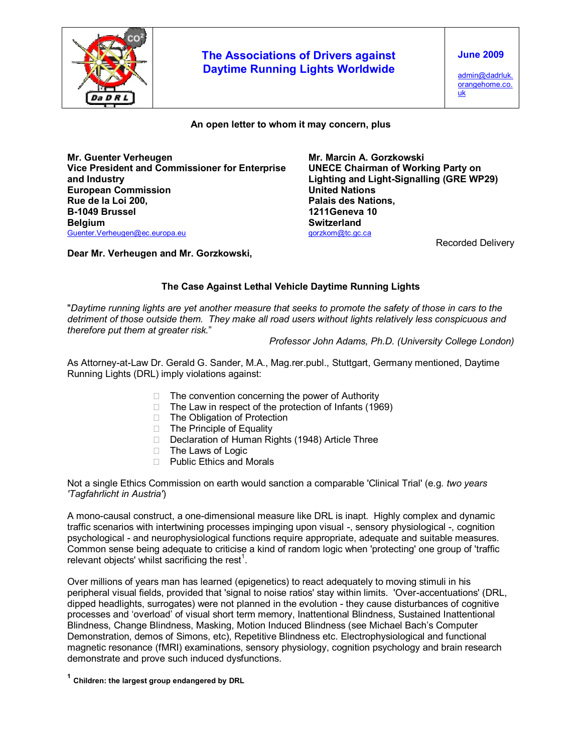# The Associations of Drivers against Daytime Running Lights Worldwide

**June 2009**

admin@dadrluk.orangehome.co.uk

**An open letter to whom it may concern, plus**

**Mr. Guenter Verheugen**
**Vice President and Commissioner for Enterprise and Industry**
**European Commission**
**Rue de la Loi 200,**
**B-1049 Brussel**
**Belgium**
Guenter.Verheugen@ec.europa.eu

**Mr. Marcin A. Gorzkowski**
**UNECE Chairman of Working Party on Lighting and Light-Signalling (GRE WP29)**
**United Nations**
**Palais des Nations,**
**1211Geneva 10**
**Switzerland**
gorzkom@tc.gc.ca

Recorded Delivery

**Dear Mr. Verheugen and Mr. Gorzkowski,**

## The Case Against Lethal Vehicle Daytime Running Lights

"*Daytime running lights are yet another measure that seeks to promote the safety of those in cars to the detriment of those outside them. They make all road users without lights relatively less conspicuous and therefore put them at greater risk.*"

*Professor John Adams, Ph.D. (University College London)*

As Attorney-at-Law Dr. Gerald G. Sander, M.A., Mag.rer.publ., Stuttgart, Germany mentioned, Daytime Running Lights (DRL) imply violations against:

- The convention concerning the power of Authority
- The Law in respect of the protection of Infants (1969)
- The Obligation of Protection
- The Principle of Equality
- Declaration of Human Rights (1948) Article Three
- The Laws of Logic
- Public Ethics and Morals

Not a single Ethics Commission on earth would sanction a comparable 'Clinical Trial' (e.g. *two years 'Tagfahrlicht in Austria'*)

A mono-causal construct, a one-dimensional measure like DRL is inapt. Highly complex and dynamic traffic scenarios with intertwining processes impinging upon visual -, sensory physiological -, cognition psychological - and neurophysiological functions require appropriate, adequate and suitable measures. Common sense being adequate to criticise a kind of random logic when 'protecting' one group of 'traffic relevant objects' whilst sacrificing the rest[1].

Over millions of years man has learned (epigenetics) to react adequately to moving stimuli in his peripheral visual fields, provided that 'signal to noise ratios' stay within limits. 'Over-accentuations' (DRL, dipped headlights, surrogates) were not planned in the evolution - they cause disturbances of cognitive processes and 'overload' of visual short term memory, Inattentional Blindness, Sustained Inattentional Blindness, Change Blindness, Masking, Motion Induced Blindness (see Michael Bach's Computer Demonstration, demos of Simons, etc), Repetitive Blindness etc. Electrophysiological and functional magnetic resonance (fMRI) examinations, sensory physiology, cognition psychology and brain research demonstrate and prove such induced dysfunctions.

[1] **Children: the largest group endangered by DRL**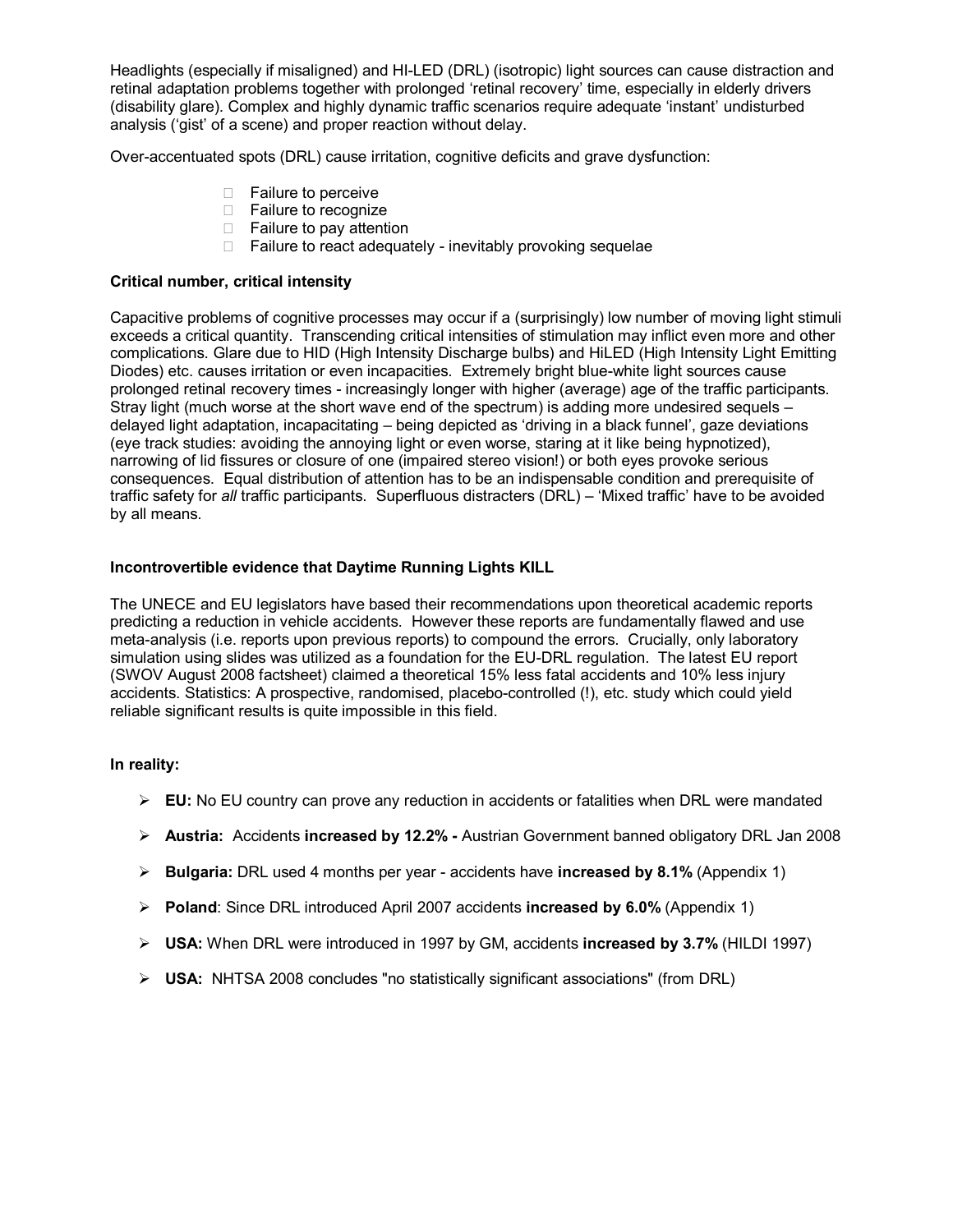Headlights (especially if misaligned) and HI-LED (DRL) (isotropic) light sources can cause distraction and retinal adaptation problems together with prolonged 'retinal recovery' time, especially in elderly drivers (disability glare). Complex and highly dynamic traffic scenarios require adequate 'instant' undisturbed analysis ('gist' of a scene) and proper reaction without delay.

Over-accentuated spots (DRL) cause irritation, cognitive deficits and grave dysfunction:

- Failure to perceive
- Failure to recognize
- Failure to pay attention
- Failure to react adequately - inevitably provoking sequelae

**Critical number, critical intensity**

Capacitive problems of cognitive processes may occur if a (surprisingly) low number of moving light stimuli exceeds a critical quantity. Transcending critical intensities of stimulation may inflict even more and other complications. Glare due to HID (High Intensity Discharge bulbs) and HiLED (High Intensity Light Emitting Diodes) etc. causes irritation or even incapacities. Extremely bright blue-white light sources cause prolonged retinal recovery times - increasingly longer with higher (average) age of the traffic participants. Stray light (much worse at the short wave end of the spectrum) is adding more undesired sequels – delayed light adaptation, incapacitating – being depicted as 'driving in a black funnel', gaze deviations (eye track studies: avoiding the annoying light or even worse, staring at it like being hypnotized), narrowing of lid fissures or closure of one (impaired stereo vision!) or both eyes provoke serious consequences. Equal distribution of attention has to be an indispensable condition and prerequisite of traffic safety for *all* traffic participants. Superfluous distracters (DRL) – 'Mixed traffic' have to be avoided by all means.

**Incontrovertible evidence that Daytime Running Lights KILL**

The UNECE and EU legislators have based their recommendations upon theoretical academic reports predicting a reduction in vehicle accidents. However these reports are fundamentally flawed and use meta-analysis (i.e. reports upon previous reports) to compound the errors. Crucially, only laboratory simulation using slides was utilized as a foundation for the EU-DRL regulation. The latest EU report (SWOV August 2008 factsheet) claimed a theoretical 15% less fatal accidents and 10% less injury accidents. Statistics: A prospective, randomised, placebo-controlled (!), etc. study which could yield reliable significant results is quite impossible in this field.

**In reality:**

- **EU:** No EU country can prove any reduction in accidents or fatalities when DRL were mandated
- **Austria:** Accidents **increased by 12.2% -** Austrian Government banned obligatory DRL Jan 2008
- **Bulgaria:** DRL used 4 months per year - accidents have **increased by 8.1%** (Appendix 1)
- **Poland**: Since DRL introduced April 2007 accidents **increased by 6.0%** (Appendix 1)
- **USA:** When DRL were introduced in 1997 by GM, accidents **increased by 3.7%** (HILDI 1997)
- **USA:** NHTSA 2008 concludes "no statistically significant associations" (from DRL)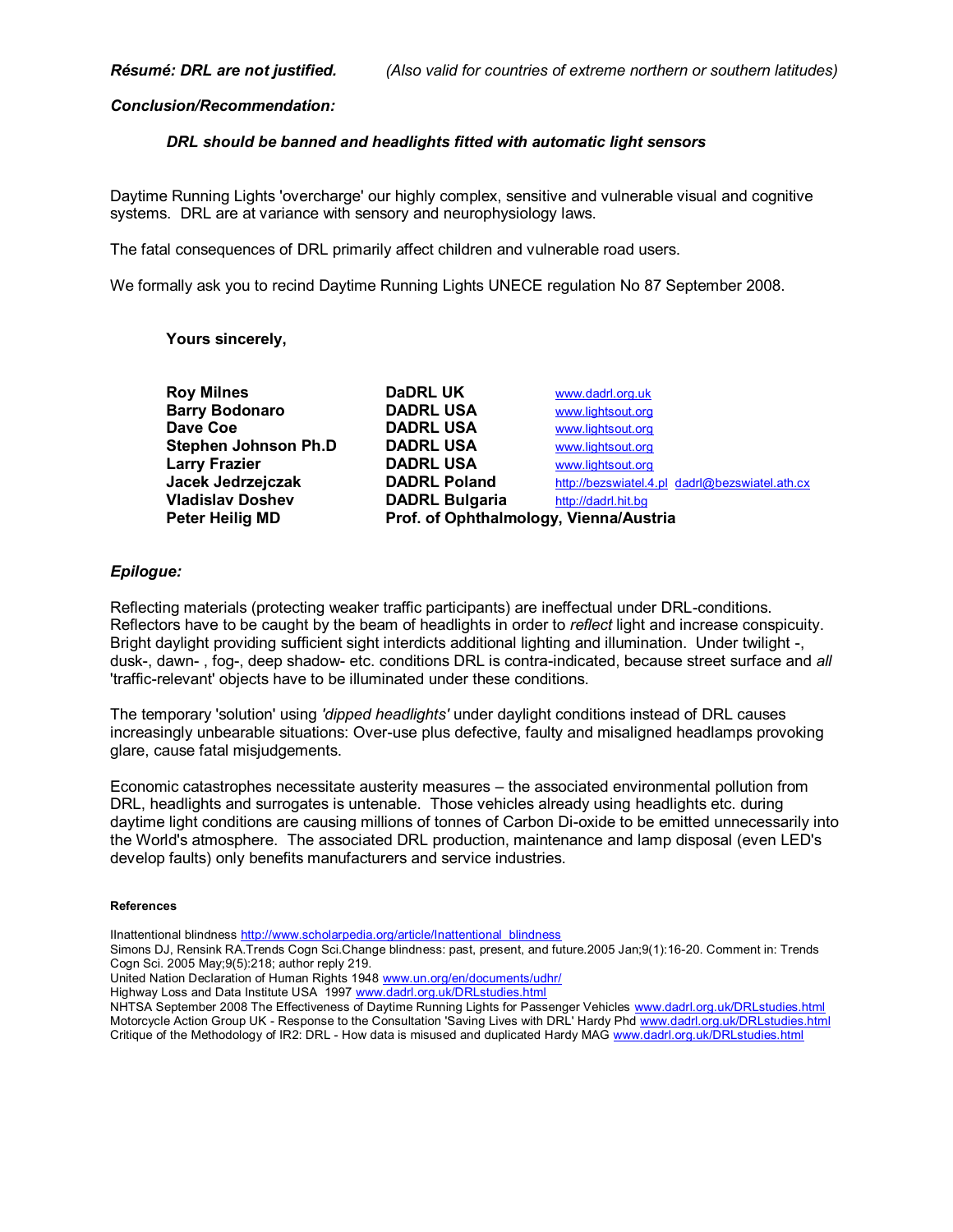*Résumé: DRL are not justified.* *(Also valid for countries of extreme northern or southern latitudes)*

***Conclusion/Recommendation:***

***DRL should be banned and headlights fitted with automatic light sensors***

Daytime Running Lights 'overcharge' our highly complex, sensitive and vulnerable visual and cognitive systems. DRL are at variance with sensory and neurophysiology laws.

The fatal consequences of DRL primarily affect children and vulnerable road users.

We formally ask you to recind Daytime Running Lights UNECE regulation No 87 September 2008.

**Yours sincerely,**

| | | |
|---|---|---|
| **Roy Milnes** | **DaDRL UK** | www.dadrl.org.uk |
| **Barry Bodonaro** | **DADRL USA** | www.lightsout.org |
| **Dave Coe** | **DADRL USA** | www.lightsout.org |
| **Stephen Johnson Ph.D** | **DADRL USA** | www.lightsout.org |
| **Larry Frazier** | **DADRL USA** | www.lightsout.org |
| **Jacek Jedrzejczak** | **DADRL Poland** | http://bezswiatel.4.pl dadrl@bezswiatel.ath.cx |
| **Vladislav Doshev** | **DADRL Bulgaria** | http://dadrl.hit.bg |
| **Peter Heilig MD** | **Prof. of Ophthalmology, Vienna/Austria** | |

***Epilogue:***

Reflecting materials (protecting weaker traffic participants) are ineffectual under DRL-conditions. Reflectors have to be caught by the beam of headlights in order to *reflect* light and increase conspicuity. Bright daylight providing sufficient sight interdicts additional lighting and illumination. Under twilight -, dusk-, dawn- , fog-, deep shadow- etc. conditions DRL is contra-indicated, because street surface and *all* 'traffic-relevant' objects have to be illuminated under these conditions.

The temporary 'solution' using *'dipped headlights'* under daylight conditions instead of DRL causes increasingly unbearable situations: Over-use plus defective, faulty and misaligned headlamps provoking glare, cause fatal misjudgements.

Economic catastrophes necessitate austerity measures – the associated environmental pollution from DRL, headlights and surrogates is untenable. Those vehicles already using headlights etc. during daytime light conditions are causing millions of tonnes of Carbon Di-oxide to be emitted unnecessarily into the World's atmosphere. The associated DRL production, maintenance and lamp disposal (even LED's develop faults) only benefits manufacturers and service industries.

**References**

IInattentional blindness http://www.scholarpedia.org/article/Inattentional_blindness
Simons DJ, Rensink RA.Trends Cogn Sci.Change blindness: past, present, and future.2005 Jan;9(1):16-20. Comment in: Trends Cogn Sci. 2005 May;9(5):218; author reply 219.
United Nation Declaration of Human Rights 1948 www.un.org/en/documents/udhr/
Highway Loss and Data Institute USA 1997 www.dadrl.org.uk/DRLstudies.html
NHTSA September 2008 The Effectiveness of Daytime Running Lights for Passenger Vehicles www.dadrl.org.uk/DRLstudies.html
Motorcycle Action Group UK - Response to the Consultation 'Saving Lives with DRL' Hardy Phd www.dadrl.org.uk/DRLstudies.html
Critique of the Methodology of IR2: DRL - How data is misused and duplicated Hardy MAG www.dadrl.org.uk/DRLstudies.html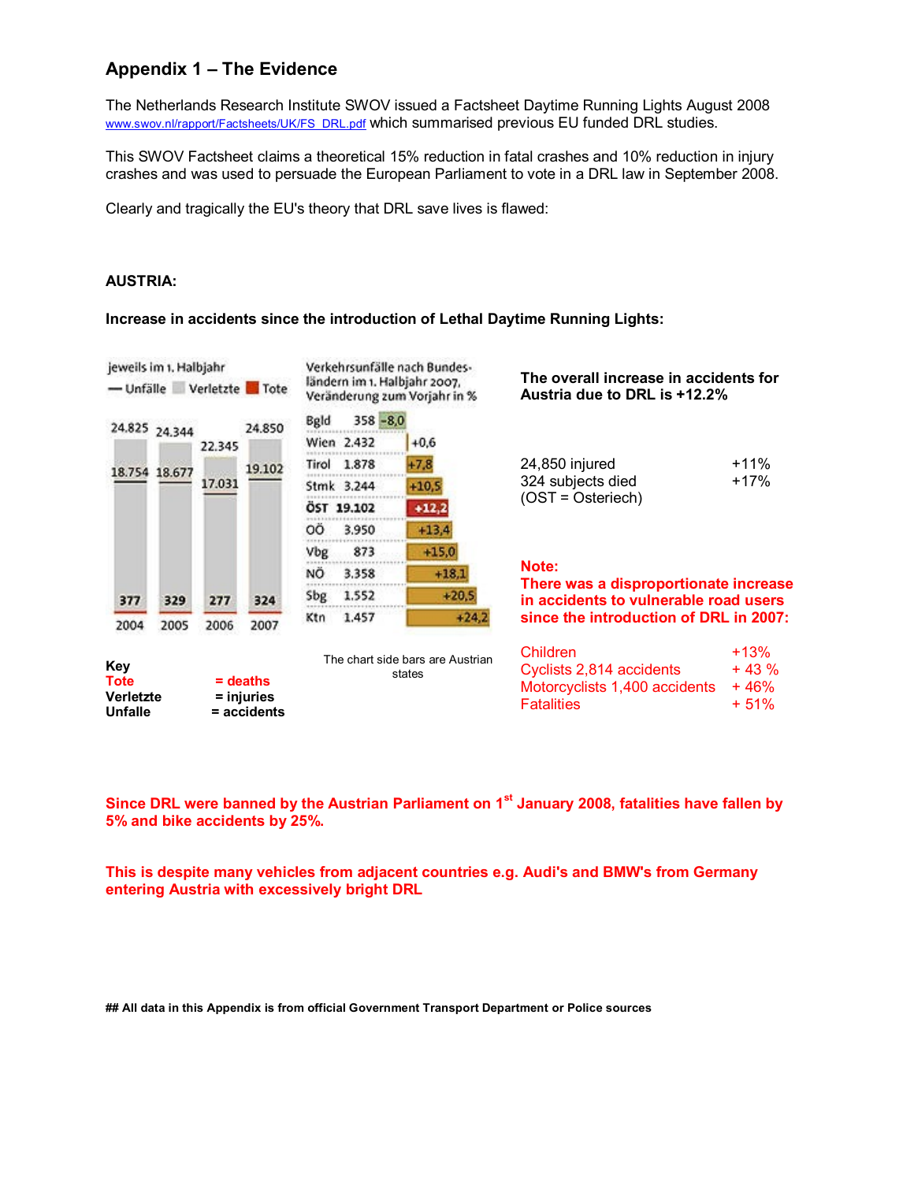## Appendix 1 – The Evidence

The Netherlands Research Institute SWOV issued a Factsheet Daytime Running Lights August 2008 www.swov.nl/rapport/Factsheets/UK/FS_DRL.pdf which summarised previous EU funded DRL studies.

This SWOV Factsheet claims a theoretical 15% reduction in fatal crashes and 10% reduction in injury crashes and was used to persuade the European Parliament to vote in a DRL law in September 2008.

Clearly and tragically the EU's theory that DRL save lives is flawed:

**AUSTRIA:**

**Increase in accidents since the introduction of Lethal Daytime Running Lights:**

jeweils im 1. Halbjahr

— Unfälle ▪ Verletzte ▪ Tote

| | 2004 | 2005 | 2006 | 2007 |
|---|---|---|---|---|
| Unfälle | 24.825 | 24.344 | 22.345 | 24.850 |
| Verletzte | 18.754 | 18.677 | 17.031 | 19.102 |
| Tote | 377 | 329 | 277 | 324 |

Verkehrsunfälle nach Bundesländern im 1. Halbjahr 2007, Veränderung zum Vorjahr in %

| Bundesland | Unfälle | Veränderung % |
|---|---|---|
| Bgld | 358 | -8,0 |
| Wien | 2.432 | +0,6 |
| Tirol | 1.878 | +7,8 |
| Stmk | 3.244 | +10,5 |
| ÖST | 19.102 | +12,2 |
| OÖ | 3.950 | +13,4 |
| Vbg | 873 | +15,0 |
| NÖ | 3.358 | +18,1 |
| Sbg | 1.552 | +20,5 |
| Ktn | 1.457 | +24,2 |

The chart side bars are Austrian states

**Key**

| | |
|---|---|
| Tote | = deaths |
| Verletzte | = injuries |
| Unfalle | = accidents |

**The overall increase in accidents for Austria due to DRL is +12.2%**

| | |
|---|---|
| 24,850 injured | +11% |
| 324 subjects died | +17% |
| (OST = Osteriech) | |

**Note:**
**There was a disproportionate increase in accidents to vulnerable road users since the introduction of DRL in 2007:**

| | |
|---|---|
| Children | +13% |
| Cyclists 2,814 accidents | + 43 % |
| Motorcyclists 1,400 accidents | + 46% |
| Fatalities | + 51% |

**Since DRL were banned by the Austrian Parliament on 1st January 2008, fatalities have fallen by 5% and bike accidents by 25%.**

**This is despite many vehicles from adjacent countries e.g. Audi's and BMW's from Germany entering Austria with excessively bright DRL**

**## All data in this Appendix is from official Government Transport Department or Police sources**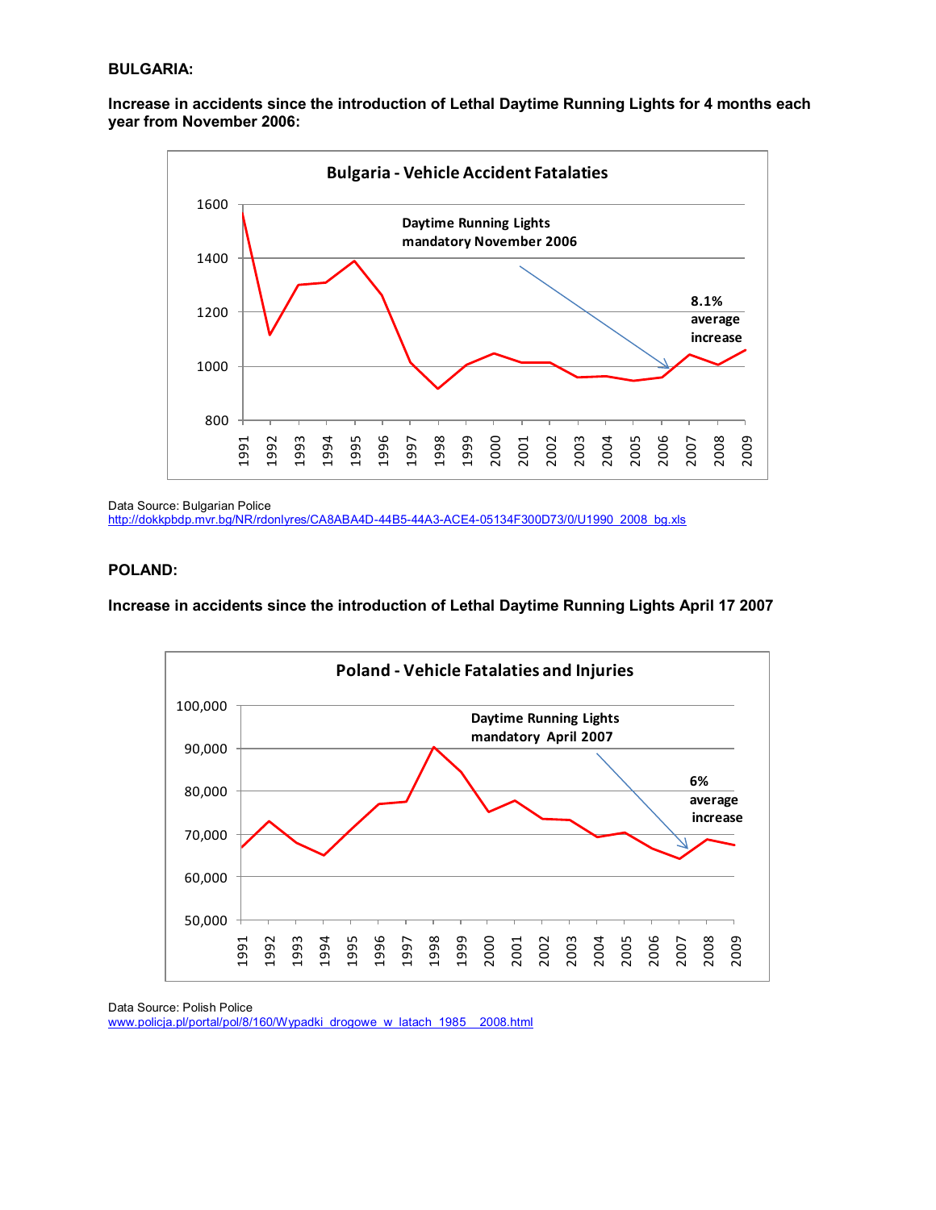**BULGARIA:**

**Increase in accidents since the introduction of Lethal Daytime Running Lights for 4 months each year from November 2006:**

Bulgaria - Vehicle Accident Fatalaties

1600
1400
1200
1000
800

Daytime Running Lights mandatory November 2006

8.1% average increase

1991 1992 1993 1994 1995 1996 1997 1998 1999 2000 2001 2002 2003 2004 2005 2006 2007 2008 2009

Data Source: Bulgarian Police
http://dokkpbdp.mvr.bg/NR/rdonlyres/CA8ABA4D-44B5-44A3-ACE4-05134F300D73/0/U1990_2008_bg.xls

**POLAND:**

**Increase in accidents since the introduction of Lethal Daytime Running Lights April 17 2007**

Poland - Vehicle Fatalaties and Injuries

100,000
90,000
80,000
70,000
60,000
50,000

Daytime Running Lights mandatory April 2007

6% average increase

1991 1992 1993 1994 1995 1996 1997 1998 1999 2000 2001 2002 2003 2004 2005 2006 2007 2008 2009

Data Source: Polish Police
www.policja.pl/portal/pol/8/160/Wypadki_drogowe_w_latach_1985__2008.html